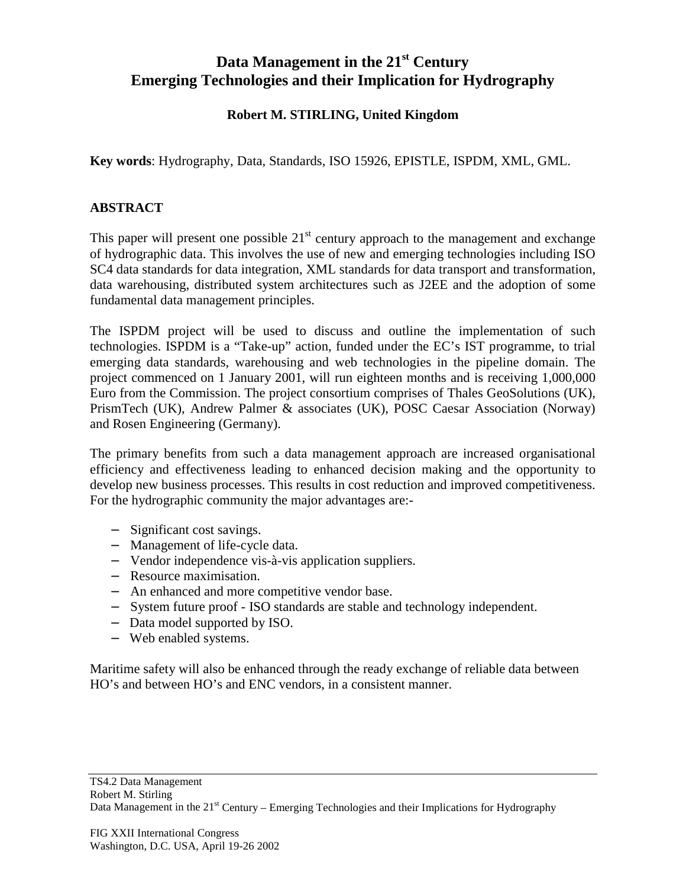# Data Management in the 21st Century
# Emerging Technologies and their Implication for Hydrography

**Robert M. STIRLING, United Kingdom**

**Key words**: Hydrography, Data, Standards, ISO 15926, EPISTLE, ISPDM, XML, GML.

## ABSTRACT

This paper will present one possible 21st century approach to the management and exchange of hydrographic data. This involves the use of new and emerging technologies including ISO SC4 data standards for data integration, XML standards for data transport and transformation, data warehousing, distributed system architectures such as J2EE and the adoption of some fundamental data management principles.

The ISPDM project will be used to discuss and outline the implementation of such technologies. ISPDM is a "Take-up" action, funded under the EC's IST programme, to trial emerging data standards, warehousing and web technologies in the pipeline domain. The project commenced on 1 January 2001, will run eighteen months and is receiving 1,000,000 Euro from the Commission. The project consortium comprises of Thales GeoSolutions (UK), PrismTech (UK), Andrew Palmer & associates (UK), POSC Caesar Association (Norway) and Rosen Engineering (Germany).

The primary benefits from such a data management approach are increased organisational efficiency and effectiveness leading to enhanced decision making and the opportunity to develop new business processes. This results in cost reduction and improved competitiveness. For the hydrographic community the major advantages are:-

- Significant cost savings.
- Management of life-cycle data.
- Vendor independence vis-à-vis application suppliers.
- Resource maximisation.
- An enhanced and more competitive vendor base.
- System future proof - ISO standards are stable and technology independent.
- Data model supported by ISO.
- Web enabled systems.

Maritime safety will also be enhanced through the ready exchange of reliable data between HO's and between HO's and ENC vendors, in a consistent manner.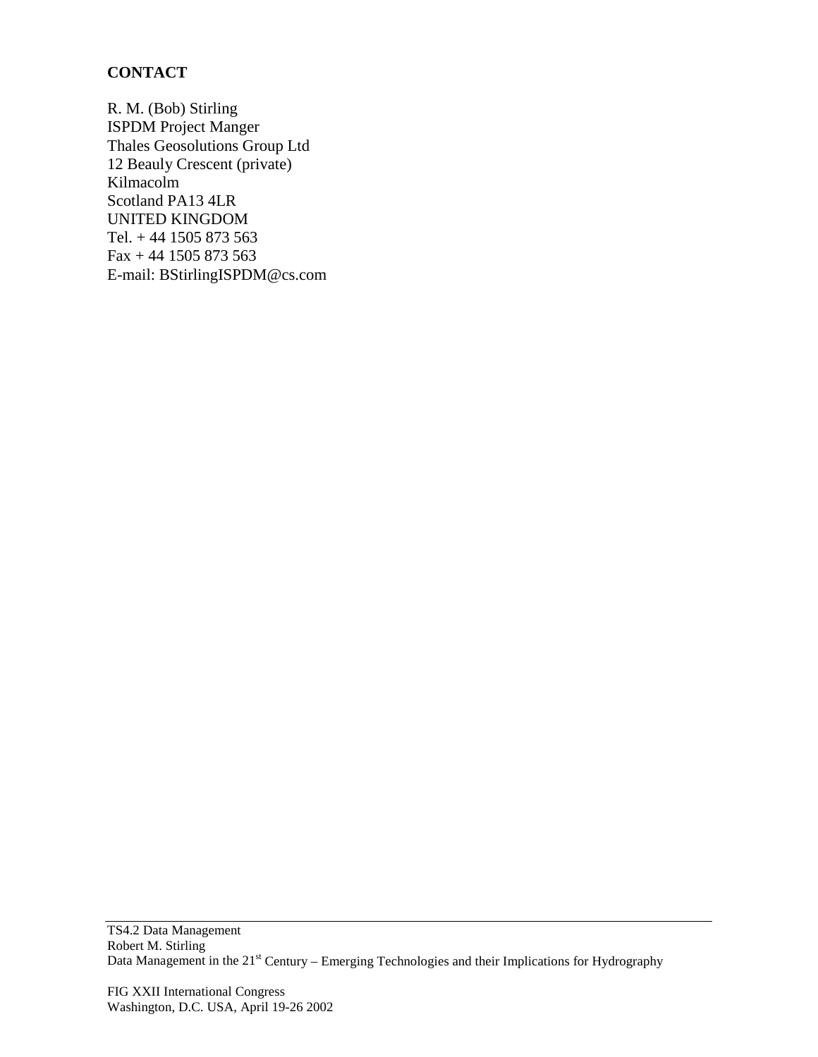**CONTACT**

R. M. (Bob) Stirling
ISPDM Project Manger
Thales Geosolutions Group Ltd
12 Beauly Crescent (private)
Kilmacolm
Scotland PA13 4LR
UNITED KINGDOM
Tel. + 44 1505 873 563
Fax + 44 1505 873 563
E-mail: BStirlingISPDM@cs.com